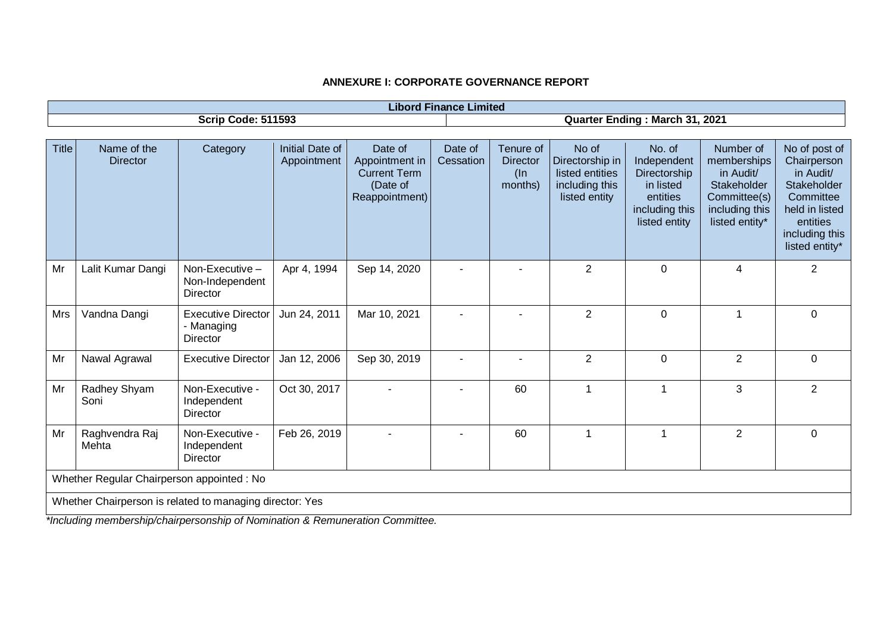# ANNEXURE I: CORPORATE GOVERNANCE REPORT

| Libord Finance Limited | |
|---|---|
| **Scrip Code: 511593** | **Quarter Ending : March 31, 2021** |

| Title | Name of the Director | Category | Initial Date of Appointment | Date of Appointment in Current Term (Date of Reappointment) | Date of Cessation | Tenure of Director (In months) | No of Directorship in listed entities including this listed entity | No. of Independent Directorship in listed entities including this listed entity | Number of memberships in Audit/ Stakeholder Committee(s) including this listed entity* | No of post of Chairperson in Audit/ Stakeholder Committee held in listed entities including this listed entity* |
|---|---|---|---|---|---|---|---|---|---|---|
| Mr | Lalit Kumar Dangi | Non-Executive – Non-Independent Director | Apr 4, 1994 | Sep 14, 2020 | - | - | 2 | 0 | 4 | 2 |
| Mrs | Vandna Dangi | Executive Director - Managing Director | Jun 24, 2011 | Mar 10, 2021 | - | - | 2 | 0 | 1 | 0 |
| Mr | Nawal Agrawal | Executive Director | Jan 12, 2006 | Sep 30, 2019 | - | - | 2 | 0 | 2 | 0 |
| Mr | Radhey Shyam Soni | Non-Executive - Independent Director | Oct 30, 2017 | - | - | 60 | 1 | 1 | 3 | 2 |
| Mr | Raghvendra Raj Mehta | Non-Executive - Independent Director | Feb 26, 2019 | - | - | 60 | 1 | 1 | 2 | 0 |
| Whether Regular Chairperson appointed : No | | | | | | | | | | |
| Whether Chairperson is related to managing director: Yes | | | | | | | | | | |

*\*Including membership/chairpersonship of Nomination & Remuneration Committee.*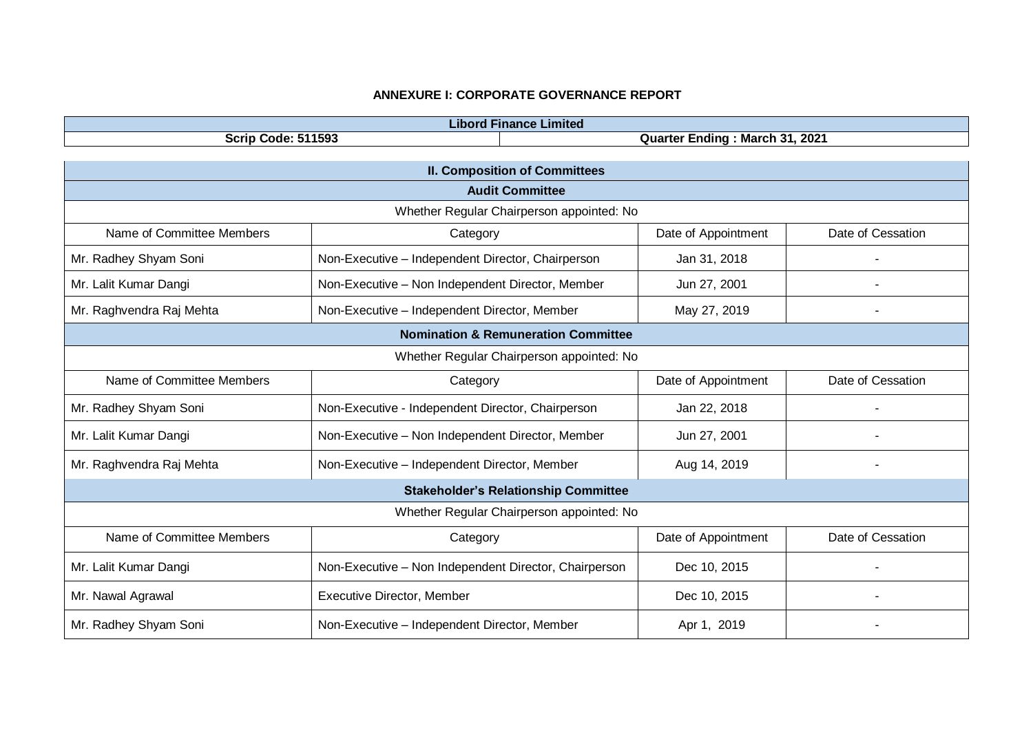## ANNEXURE I: CORPORATE GOVERNANCE REPORT

| Libord Finance Limited | |
|---|---|
| **Scrip Code: 511593** | **Quarter Ending : March 31, 2021** |

### II. Composition of Committees

#### Audit Committee

Whether Regular Chairperson appointed: No

| Name of Committee Members | Category | Date of Appointment | Date of Cessation |
|---|---|---|---|
| Mr. Radhey Shyam Soni | Non-Executive – Independent Director, Chairperson | Jan 31, 2018 | - |
| Mr. Lalit Kumar Dangi | Non-Executive – Non Independent Director, Member | Jun 27, 2001 | - |
| Mr. Raghvendra Raj Mehta | Non-Executive – Independent Director, Member | May 27, 2019 | - |

#### Nomination & Remuneration Committee

Whether Regular Chairperson appointed: No

| Name of Committee Members | Category | Date of Appointment | Date of Cessation |
|---|---|---|---|
| Mr. Radhey Shyam Soni | Non-Executive - Independent Director, Chairperson | Jan 22, 2018 | - |
| Mr. Lalit Kumar Dangi | Non-Executive – Non Independent Director, Member | Jun 27, 2001 | - |
| Mr. Raghvendra Raj Mehta | Non-Executive – Independent Director, Member | Aug 14, 2019 | - |

#### Stakeholder's Relationship Committee

Whether Regular Chairperson appointed: No

| Name of Committee Members | Category | Date of Appointment | Date of Cessation |
|---|---|---|---|
| Mr. Lalit Kumar Dangi | Non-Executive – Non Independent Director, Chairperson | Dec 10, 2015 | - |
| Mr. Nawal Agrawal | Executive Director, Member | Dec 10, 2015 | - |
| Mr. Radhey Shyam Soni | Non-Executive – Independent Director, Member | Apr 1, 2019 | - |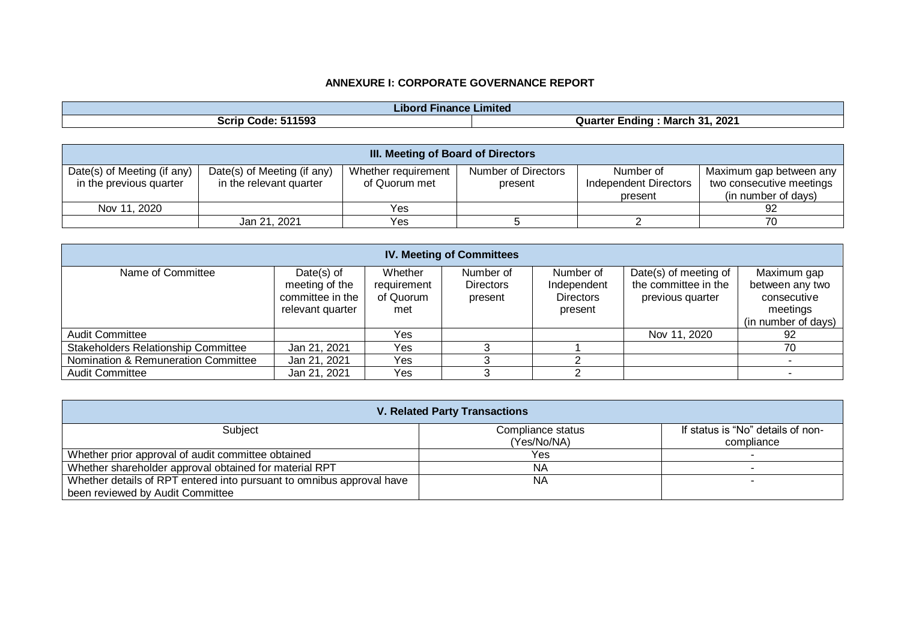**ANNEXURE I: CORPORATE GOVERNANCE REPORT**

| Libord Finance Limited | |
|---|---|
| **Scrip Code: 511593** | **Quarter Ending : March 31, 2021** |

| III. Meeting of Board of Directors | | | | | |
|---|---|---|---|---|---|
| Date(s) of Meeting (if any) in the previous quarter | Date(s) of Meeting (if any) in the relevant quarter | Whether requirement of Quorum met | Number of Directors present | Number of Independent Directors present | Maximum gap between any two consecutive meetings (in number of days) |
| Nov 11, 2020 | | Yes | | | 92 |
| | Jan 21, 2021 | Yes | 5 | 2 | 70 |

| IV. Meeting of Committees | | | | | | |
|---|---|---|---|---|---|---|
| Name of Committee | Date(s) of meeting of the committee in the relevant quarter | Whether requirement of Quorum met | Number of Directors present | Number of Independent Directors present | Date(s) of meeting of the committee in the previous quarter | Maximum gap between any two consecutive meetings (in number of days) |
| Audit Committee | | Yes | | | Nov 11, 2020 | 92 |
| Stakeholders Relationship Committee | Jan 21, 2021 | Yes | 3 | 1 | | 70 |
| Nomination & Remuneration Committee | Jan 21, 2021 | Yes | 3 | 2 | | - |
| Audit Committee | Jan 21, 2021 | Yes | 3 | 2 | | - |

| V. Related Party Transactions | | |
|---|---|---|
| Subject | Compliance status (Yes/No/NA) | If status is "No" details of non-compliance |
| Whether prior approval of audit committee obtained | Yes | - |
| Whether shareholder approval obtained for material RPT | NA | - |
| Whether details of RPT entered into pursuant to omnibus approval have been reviewed by Audit Committee | NA | - |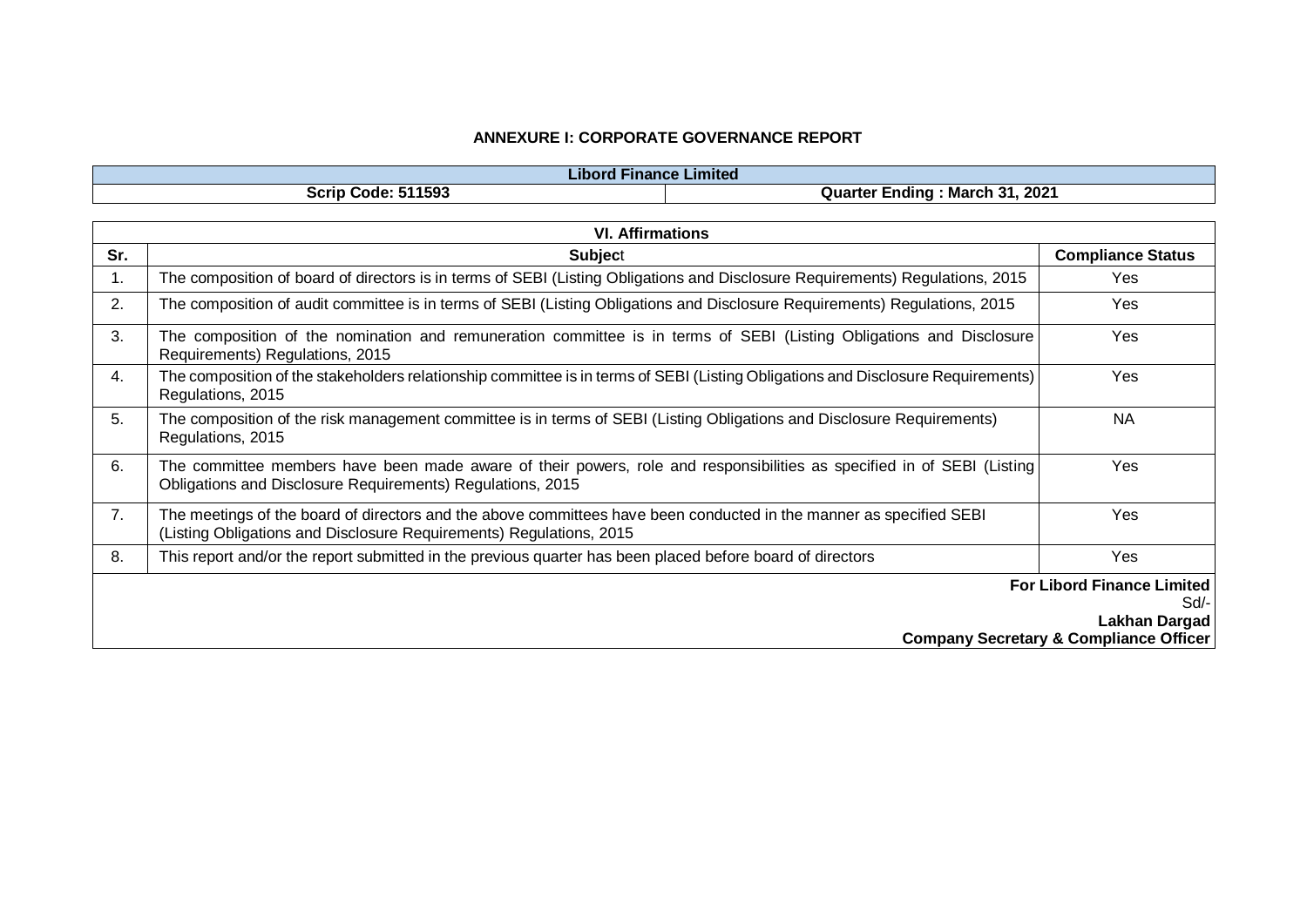**ANNEXURE I: CORPORATE GOVERNANCE REPORT**

| Libord Finance Limited | |
|---|---|
| **Scrip Code: 511593** | **Quarter Ending : March 31, 2021** |

**VI. Affirmations**

| Sr. | Subject | Compliance Status |
|---|---|---|
| 1. | The composition of board of directors is in terms of SEBI (Listing Obligations and Disclosure Requirements) Regulations, 2015 | Yes |
| 2. | The composition of audit committee is in terms of SEBI (Listing Obligations and Disclosure Requirements) Regulations, 2015 | Yes |
| 3. | The composition of the nomination and remuneration committee is in terms of SEBI (Listing Obligations and Disclosure Requirements) Regulations, 2015 | Yes |
| 4. | The composition of the stakeholders relationship committee is in terms of SEBI (Listing Obligations and Disclosure Requirements) Regulations, 2015 | Yes |
| 5. | The composition of the risk management committee is in terms of SEBI (Listing Obligations and Disclosure Requirements) Regulations, 2015 | NA |
| 6. | The committee members have been made aware of their powers, role and responsibilities as specified in of SEBI (Listing Obligations and Disclosure Requirements) Regulations, 2015 | Yes |
| 7. | The meetings of the board of directors and the above committees have been conducted in the manner as specified SEBI (Listing Obligations and Disclosure Requirements) Regulations, 2015 | Yes |
| 8. | This report and/or the report submitted in the previous quarter has been placed before board of directors | Yes |

**For Libord Finance Limited**
Sd/-
**Lakhan Dargad**
**Company Secretary & Compliance Officer**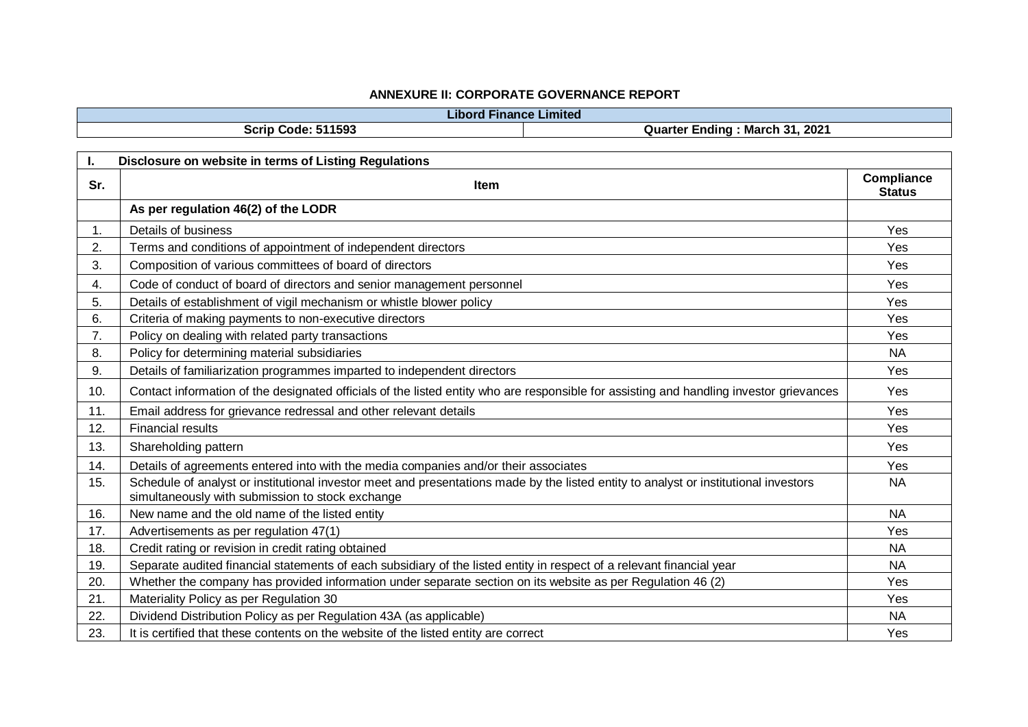## ANNEXURE II: CORPORATE GOVERNANCE REPORT

| Libord Finance Limited | |
|---|---|
| Scrip Code: 511593 | Quarter Ending : March 31, 2021 |

| I. | Disclosure on website in terms of Listing Regulations | |
|---|---|---|
| **Sr.** | **Item** | **Compliance Status** |
| | **As per regulation 46(2) of the LODR** | |
| 1. | Details of business | Yes |
| 2. | Terms and conditions of appointment of independent directors | Yes |
| 3. | Composition of various committees of board of directors | Yes |
| 4. | Code of conduct of board of directors and senior management personnel | Yes |
| 5. | Details of establishment of vigil mechanism or whistle blower policy | Yes |
| 6. | Criteria of making payments to non-executive directors | Yes |
| 7. | Policy on dealing with related party transactions | Yes |
| 8. | Policy for determining material subsidiaries | NA |
| 9. | Details of familiarization programmes imparted to independent directors | Yes |
| 10. | Contact information of the designated officials of the listed entity who are responsible for assisting and handling investor grievances | Yes |
| 11. | Email address for grievance redressal and other relevant details | Yes |
| 12. | Financial results | Yes |
| 13. | Shareholding pattern | Yes |
| 14. | Details of agreements entered into with the media companies and/or their associates | Yes |
| 15. | Schedule of analyst or institutional investor meet and presentations made by the listed entity to analyst or institutional investors simultaneously with submission to stock exchange | NA |
| 16. | New name and the old name of the listed entity | NA |
| 17. | Advertisements as per regulation 47(1) | Yes |
| 18. | Credit rating or revision in credit rating obtained | NA |
| 19. | Separate audited financial statements of each subsidiary of the listed entity in respect of a relevant financial year | NA |
| 20. | Whether the company has provided information under separate section on its website as per Regulation 46 (2) | Yes |
| 21. | Materiality Policy as per Regulation 30 | Yes |
| 22. | Dividend Distribution Policy as per Regulation 43A (as applicable) | NA |
| 23. | It is certified that these contents on the website of the listed entity are correct | Yes |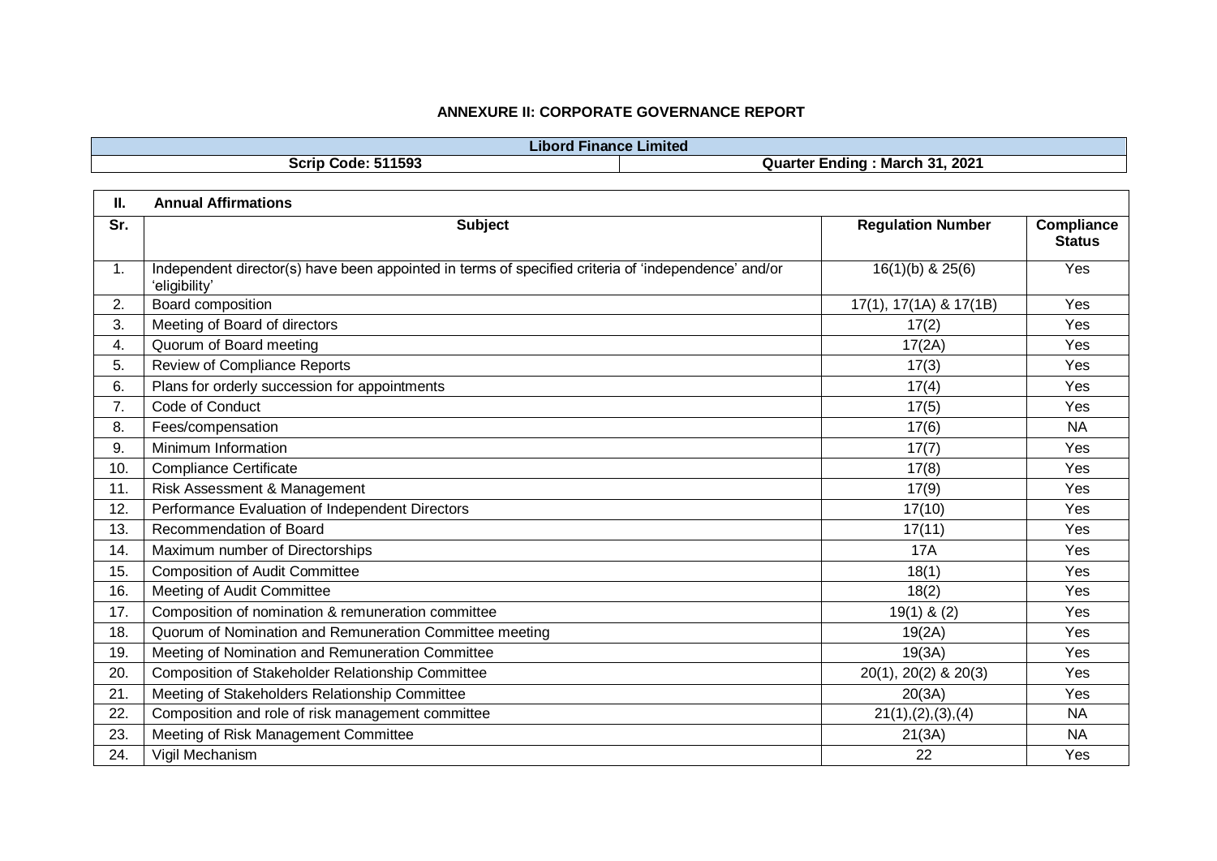**ANNEXURE II: CORPORATE GOVERNANCE REPORT**

| Libord Finance Limited | |
|---|---|
| **Scrip Code: 511593** | **Quarter Ending : March 31, 2021** |

| II. | Annual Affirmations | | |
|---|---|---|---|
| **Sr.** | **Subject** | **Regulation Number** | **Compliance Status** |
| 1. | Independent director(s) have been appointed in terms of specified criteria of 'independence' and/or 'eligibility' | 16(1)(b) & 25(6) | Yes |
| 2. | Board composition | 17(1), 17(1A) & 17(1B) | Yes |
| 3. | Meeting of Board of directors | 17(2) | Yes |
| 4. | Quorum of Board meeting | 17(2A) | Yes |
| 5. | Review of Compliance Reports | 17(3) | Yes |
| 6. | Plans for orderly succession for appointments | 17(4) | Yes |
| 7. | Code of Conduct | 17(5) | Yes |
| 8. | Fees/compensation | 17(6) | NA |
| 9. | Minimum Information | 17(7) | Yes |
| 10. | Compliance Certificate | 17(8) | Yes |
| 11. | Risk Assessment & Management | 17(9) | Yes |
| 12. | Performance Evaluation of Independent Directors | 17(10) | Yes |
| 13. | Recommendation of Board | 17(11) | Yes |
| 14. | Maximum number of Directorships | 17A | Yes |
| 15. | Composition of Audit Committee | 18(1) | Yes |
| 16. | Meeting of Audit Committee | 18(2) | Yes |
| 17. | Composition of nomination & remuneration committee | 19(1) & (2) | Yes |
| 18. | Quorum of Nomination and Remuneration Committee meeting | 19(2A) | Yes |
| 19. | Meeting of Nomination and Remuneration Committee | 19(3A) | Yes |
| 20. | Composition of Stakeholder Relationship Committee | 20(1), 20(2) & 20(3) | Yes |
| 21. | Meeting of Stakeholders Relationship Committee | 20(3A) | Yes |
| 22. | Composition and role of risk management committee | 21(1),(2),(3),(4) | NA |
| 23. | Meeting of Risk Management Committee | 21(3A) | NA |
| 24. | Vigil Mechanism | 22 | Yes |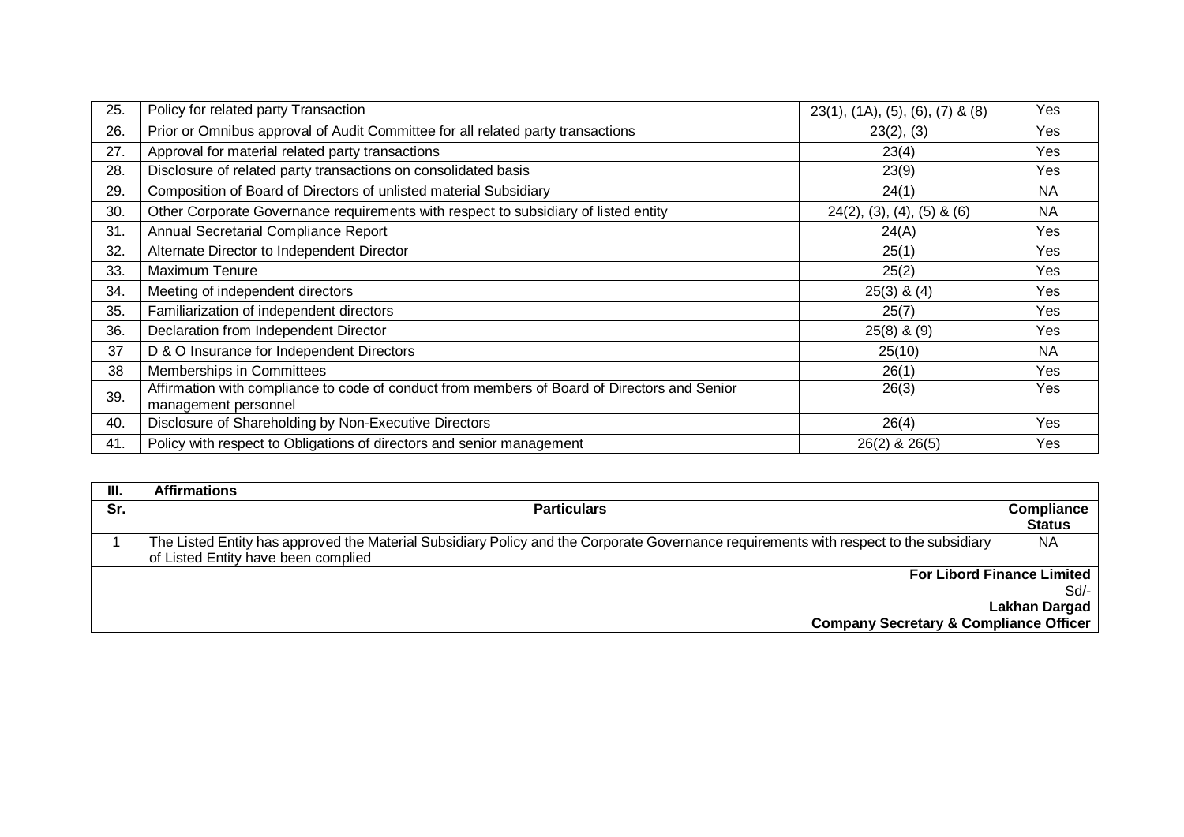| | | | |
|---|---|---|---|
| 25. | Policy for related party Transaction | 23(1), (1A), (5), (6), (7) & (8) | Yes |
| 26. | Prior or Omnibus approval of Audit Committee for all related party transactions | 23(2), (3) | Yes |
| 27. | Approval for material related party transactions | 23(4) | Yes |
| 28. | Disclosure of related party transactions on consolidated basis | 23(9) | Yes |
| 29. | Composition of Board of Directors of unlisted material Subsidiary | 24(1) | NA |
| 30. | Other Corporate Governance requirements with respect to subsidiary of listed entity | 24(2), (3), (4), (5) & (6) | NA |
| 31. | Annual Secretarial Compliance Report | 24(A) | Yes |
| 32. | Alternate Director to Independent Director | 25(1) | Yes |
| 33. | Maximum Tenure | 25(2) | Yes |
| 34. | Meeting of independent directors | 25(3) & (4) | Yes |
| 35. | Familiarization of independent directors | 25(7) | Yes |
| 36. | Declaration from Independent Director | 25(8) & (9) | Yes |
| 37 | D & O Insurance for Independent Directors | 25(10) | NA |
| 38 | Memberships in Committees | 26(1) | Yes |
| 39. | Affirmation with compliance to code of conduct from members of Board of Directors and Senior management personnel | 26(3) | Yes |
| 40. | Disclosure of Shareholding by Non-Executive Directors | 26(4) | Yes |
| 41. | Policy with respect to Obligations of directors and senior management | 26(2) & 26(5) | Yes |

| III. | Affirmations | |
|---|---|---|
| **Sr.** | **Particulars** | **Compliance Status** |
| 1 | The Listed Entity has approved the Material Subsidiary Policy and the Corporate Governance requirements with respect to the subsidiary of Listed Entity have been complied | NA |

**For Libord Finance Limited**

Sd/-

**Lakhan Dargad**

**Company Secretary & Compliance Officer**